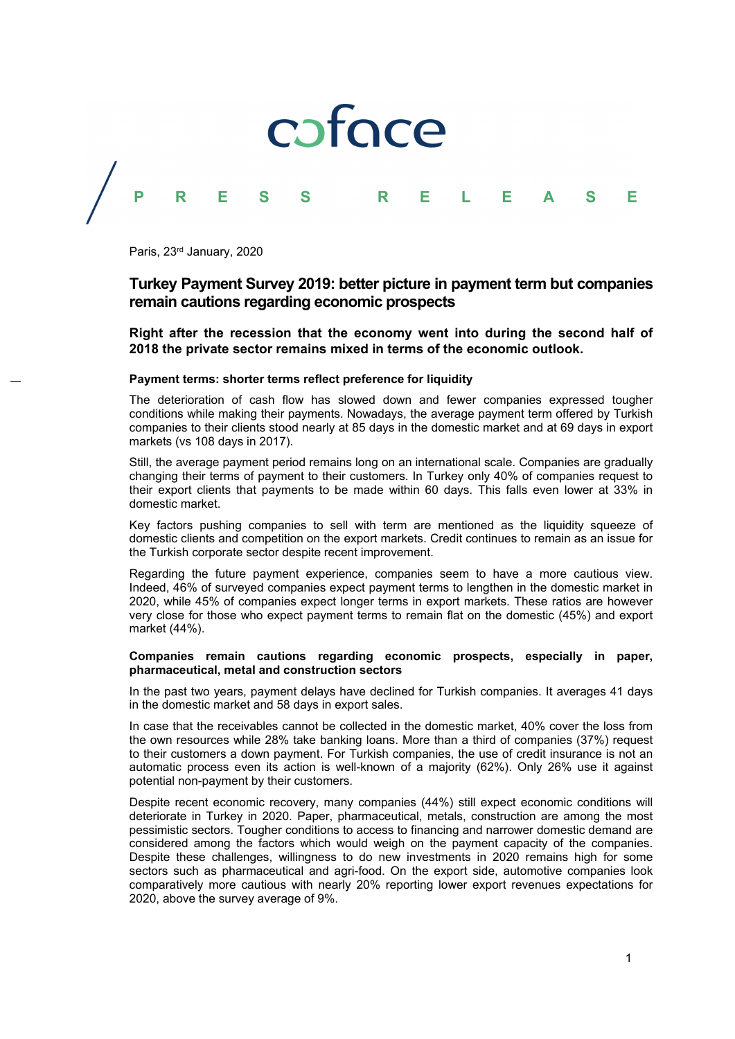coface

PRESS RELEASE

Paris, 23rd January, 2020

# Turkey Payment Survey 2019: better picture in payment term but companies remain cautions regarding economic prospects

**Right after the recession that the economy went into during the second half of 2018 the private sector remains mixed in terms of the economic outlook.**

### Payment terms: shorter terms reflect preference for liquidity

The deterioration of cash flow has slowed down and fewer companies expressed tougher conditions while making their payments. Nowadays, the average payment term offered by Turkish companies to their clients stood nearly at 85 days in the domestic market and at 69 days in export markets (vs 108 days in 2017).

Still, the average payment period remains long on an international scale. Companies are gradually changing their terms of payment to their customers. In Turkey only 40% of companies request to their export clients that payments to be made within 60 days. This falls even lower at 33% in domestic market.

Key factors pushing companies to sell with term are mentioned as the liquidity squeeze of domestic clients and competition on the export markets. Credit continues to remain as an issue for the Turkish corporate sector despite recent improvement.

Regarding the future payment experience, companies seem to have a more cautious view. Indeed, 46% of surveyed companies expect payment terms to lengthen in the domestic market in 2020, while 45% of companies expect longer terms in export markets. These ratios are however very close for those who expect payment terms to remain flat on the domestic (45%) and export market (44%).

### Companies remain cautions regarding economic prospects, especially in paper, pharmaceutical, metal and construction sectors

In the past two years, payment delays have declined for Turkish companies. It averages 41 days in the domestic market and 58 days in export sales.

In case that the receivables cannot be collected in the domestic market, 40% cover the loss from the own resources while 28% take banking loans. More than a third of companies (37%) request to their customers a down payment. For Turkish companies, the use of credit insurance is not an automatic process even its action is well-known of a majority (62%). Only 26% use it against potential non-payment by their customers.

Despite recent economic recovery, many companies (44%) still expect economic conditions will deteriorate in Turkey in 2020. Paper, pharmaceutical, metals, construction are among the most pessimistic sectors. Tougher conditions to access to financing and narrower domestic demand are considered among the factors which would weigh on the payment capacity of the companies. Despite these challenges, willingness to do new investments in 2020 remains high for some sectors such as pharmaceutical and agri-food. On the export side, automotive companies look comparatively more cautious with nearly 20% reporting lower export revenues expectations for 2020, above the survey average of 9%.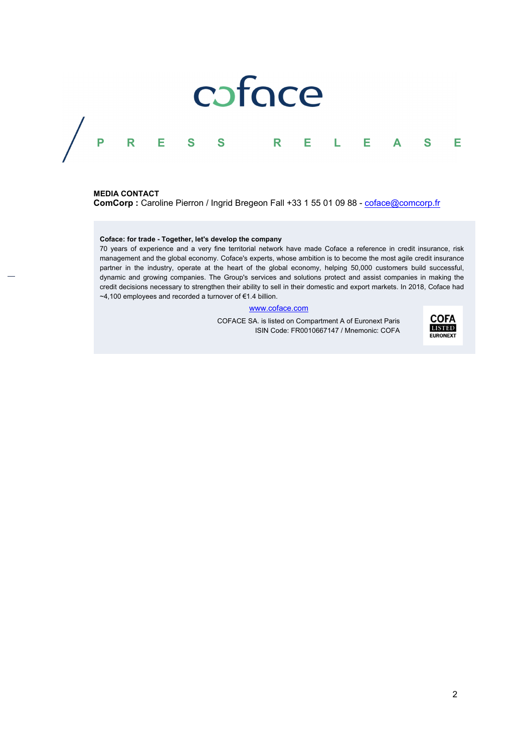coface

PRESS RELEASE

**MEDIA CONTACT**
**ComCorp :** Caroline Pierron / Ingrid Bregeon Fall +33 1 55 01 09 88 - coface@comcorp.fr

**Coface: for trade - Together, let's develop the company**
70 years of experience and a very fine territorial network have made Coface a reference in credit insurance, risk management and the global economy. Coface's experts, whose ambition is to become the most agile credit insurance partner in the industry, operate at the heart of the global economy, helping 50,000 customers build successful, dynamic and growing companies. The Group's services and solutions protect and assist companies in making the credit decisions necessary to strengthen their ability to sell in their domestic and export markets. In 2018, Coface had ~4,100 employees and recorded a turnover of €1.4 billion.

www.coface.com

COFACE SA. is listed on Compartment A of Euronext Paris
ISIN Code: FR0010667147 / Mnemonic: COFA

COFA LISTED EURONEXT